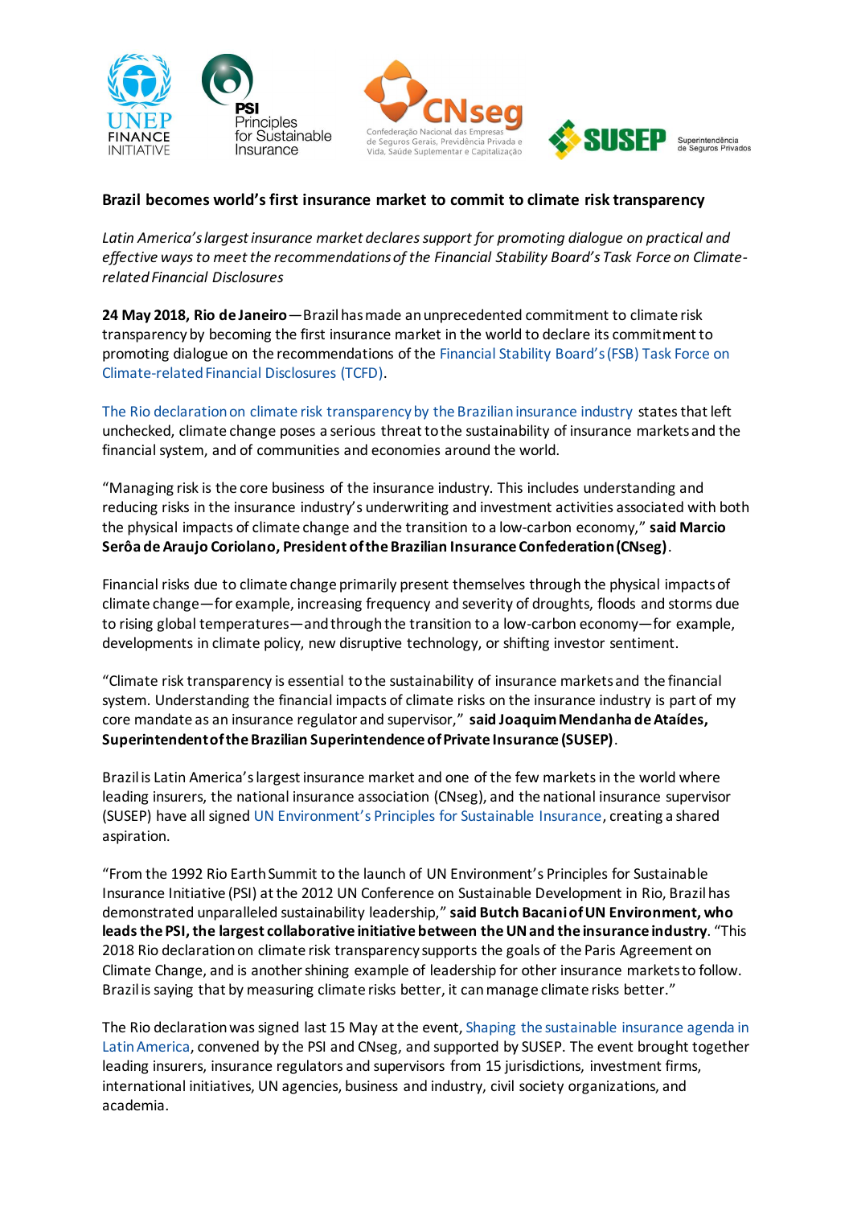UNEP FINANCE INITIATIVE

PSI Principles for Sustainable Insurance

CNseg Confederação Nacional das Empresas de Seguros Gerais, Previdência Privada e Vida, Saúde Suplementar e Capitalização

SUSEP Superintendência de Seguros Privados

**Brazil becomes world's first insurance market to commit to climate risk transparency**

*Latin America's largest insurance market declares support for promoting dialogue on practical and effective ways to meet the recommendations of the Financial Stability Board's Task Force on Climate-related Financial Disclosures*

**24 May 2018, Rio de Janeiro**—Brazil has made an unprecedented commitment to climate risk transparency by becoming the first insurance market in the world to declare its commitment to promoting dialogue on the recommendations of the Financial Stability Board's (FSB) Task Force on Climate-related Financial Disclosures (TCFD).

The Rio declaration on climate risk transparency by the Brazilian insurance industry states that left unchecked, climate change poses a serious threat to the sustainability of insurance markets and the financial system, and of communities and economies around the world.

"Managing risk is the core business of the insurance industry. This includes understanding and reducing risks in the insurance industry's underwriting and investment activities associated with both the physical impacts of climate change and the transition to a low-carbon economy," **said Marcio Serôa de Araujo Coriolano, President of the Brazilian Insurance Confederation (CNseg)**.

Financial risks due to climate change primarily present themselves through the physical impacts of climate change—for example, increasing frequency and severity of droughts, floods and storms due to rising global temperatures—and through the transition to a low-carbon economy—for example, developments in climate policy, new disruptive technology, or shifting investor sentiment.

"Climate risk transparency is essential to the sustainability of insurance markets and the financial system. Understanding the financial impacts of climate risks on the insurance industry is part of my core mandate as an insurance regulator and supervisor," **said Joaquim Mendanha de Ataídes, Superintendent of the Brazilian Superintendence of Private Insurance (SUSEP)**.

Brazil is Latin America's largest insurance market and one of the few markets in the world where leading insurers, the national insurance association (CNseg), and the national insurance supervisor (SUSEP) have all signed UN Environment's Principles for Sustainable Insurance, creating a shared aspiration.

"From the 1992 Rio Earth Summit to the launch of UN Environment's Principles for Sustainable Insurance Initiative (PSI) at the 2012 UN Conference on Sustainable Development in Rio, Brazil has demonstrated unparalleled sustainability leadership," **said Butch Bacani of UN Environment, who leads the PSI, the largest collaborative initiative between the UN and the insurance industry**. "This 2018 Rio declaration on climate risk transparency supports the goals of the Paris Agreement on Climate Change, and is another shining example of leadership for other insurance markets to follow. Brazil is saying that by measuring climate risks better, it can manage climate risks better."

The Rio declaration was signed last 15 May at the event, Shaping the sustainable insurance agenda in Latin America, convened by the PSI and CNseg, and supported by SUSEP. The event brought together leading insurers, insurance regulators and supervisors from 15 jurisdictions, investment firms, international initiatives, UN agencies, business and industry, civil society organizations, and academia.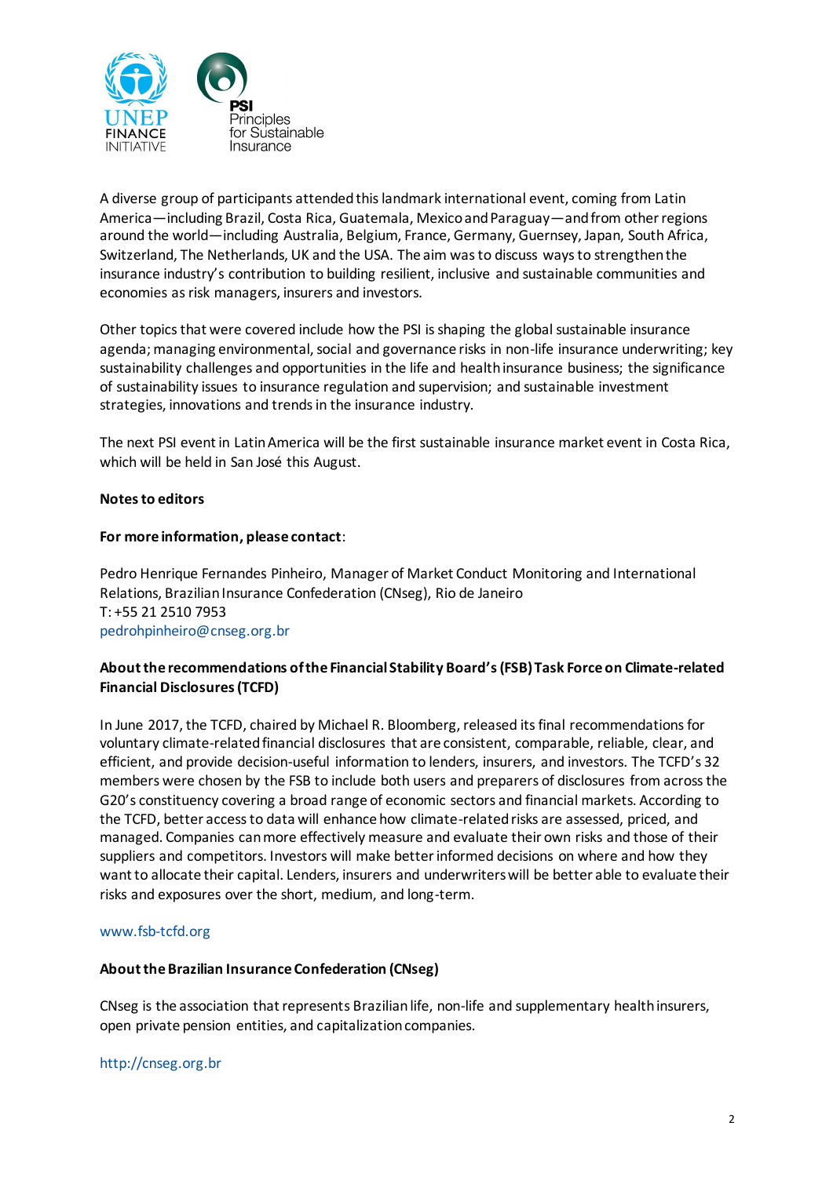A diverse group of participants attended this landmark international event, coming from Latin America—including Brazil, Costa Rica, Guatemala, Mexico and Paraguay—and from other regions around the world—including Australia, Belgium, France, Germany, Guernsey, Japan, South Africa, Switzerland, The Netherlands, UK and the USA. The aim was to discuss ways to strengthen the insurance industry's contribution to building resilient, inclusive and sustainable communities and economies as risk managers, insurers and investors.

Other topics that were covered include how the PSI is shaping the global sustainable insurance agenda; managing environmental, social and governance risks in non-life insurance underwriting; key sustainability challenges and opportunities in the life and health insurance business; the significance of sustainability issues to insurance regulation and supervision; and sustainable investment strategies, innovations and trends in the insurance industry.

The next PSI event in Latin America will be the first sustainable insurance market event in Costa Rica, which will be held in San José this August.

**Notes to editors**

**For more information, please contact**:

Pedro Henrique Fernandes Pinheiro, Manager of Market Conduct Monitoring and International Relations, Brazilian Insurance Confederation (CNseg), Rio de Janeiro
T: +55 21 2510 7953
pedrohpinheiro@cnseg.org.br

**About the recommendations of the Financial Stability Board's (FSB) Task Force on Climate-related Financial Disclosures (TCFD)**

In June 2017, the TCFD, chaired by Michael R. Bloomberg, released its final recommendations for voluntary climate-related financial disclosures that are consistent, comparable, reliable, clear, and efficient, and provide decision-useful information to lenders, insurers, and investors. The TCFD's 32 members were chosen by the FSB to include both users and preparers of disclosures from across the G20's constituency covering a broad range of economic sectors and financial markets. According to the TCFD, better access to data will enhance how climate-related risks are assessed, priced, and managed. Companies can more effectively measure and evaluate their own risks and those of their suppliers and competitors. Investors will make better informed decisions on where and how they want to allocate their capital. Lenders, insurers and underwriters will be better able to evaluate their risks and exposures over the short, medium, and long-term.

www.fsb-tcfd.org

**About the Brazilian Insurance Confederation (CNseg)**

CNseg is the association that represents Brazilian life, non-life and supplementary health insurers, open private pension entities, and capitalization companies.

http://cnseg.org.br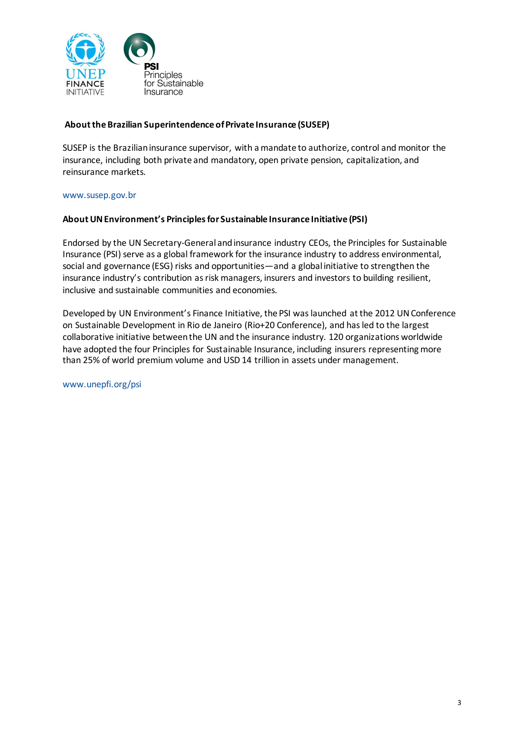**About the Brazilian Superintendence of Private Insurance (SUSEP)**

SUSEP is the Brazilian insurance supervisor, with a mandate to authorize, control and monitor the insurance, including both private and mandatory, open private pension, capitalization, and reinsurance markets.

www.susep.gov.br

**About UN Environment's Principles for Sustainable Insurance Initiative (PSI)**

Endorsed by the UN Secretary-General and insurance industry CEOs, the Principles for Sustainable Insurance (PSI) serve as a global framework for the insurance industry to address environmental, social and governance (ESG) risks and opportunities—and a global initiative to strengthen the insurance industry's contribution as risk managers, insurers and investors to building resilient, inclusive and sustainable communities and economies.

Developed by UN Environment's Finance Initiative, the PSI was launched at the 2012 UN Conference on Sustainable Development in Rio de Janeiro (Rio+20 Conference), and has led to the largest collaborative initiative between the UN and the insurance industry. 120 organizations worldwide have adopted the four Principles for Sustainable Insurance, including insurers representing more than 25% of world premium volume and USD 14 trillion in assets under management.

www.unepfi.org/psi